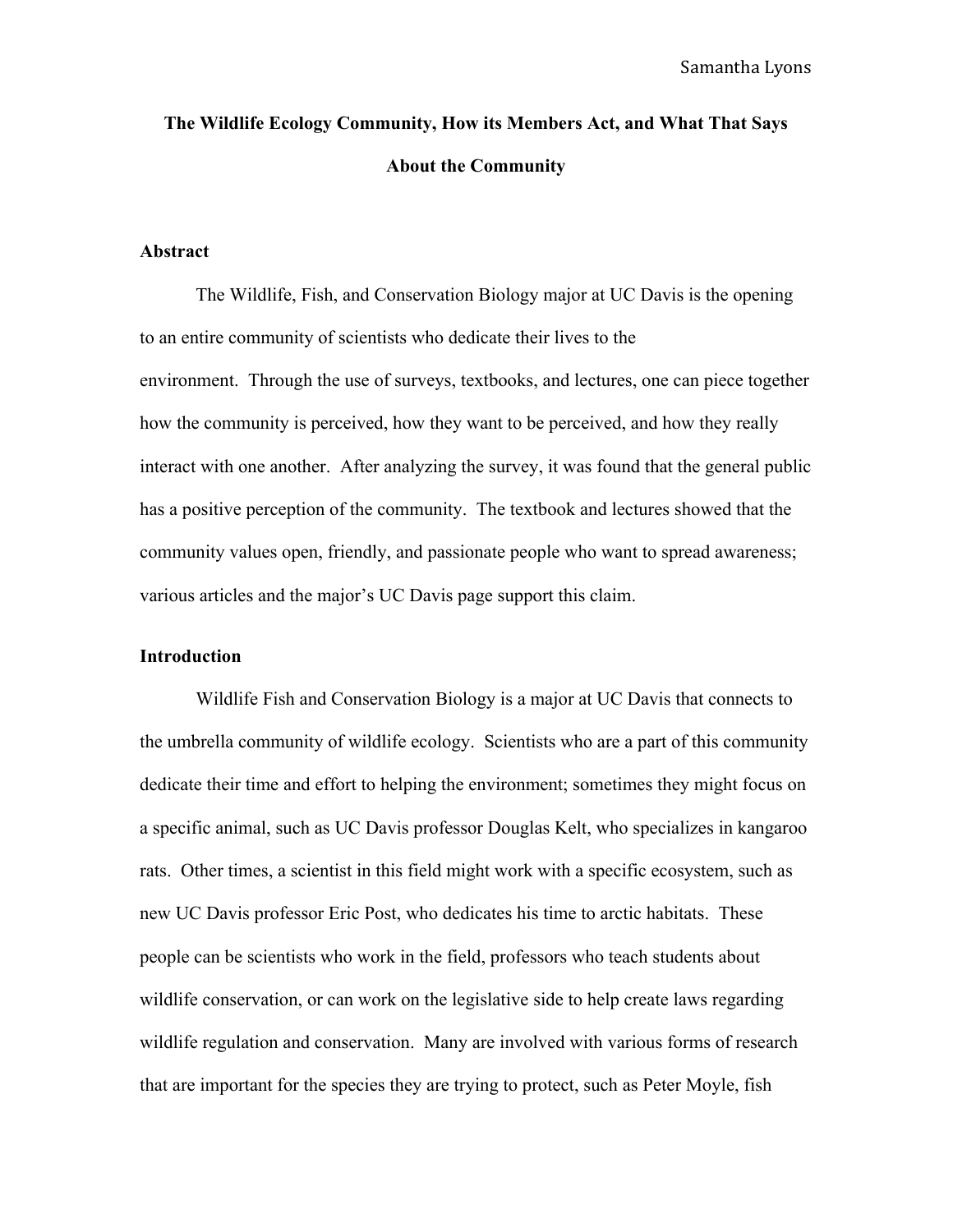# The Wildlife Ecology Community, How its Members Act, and What That Says About the Community

**Abstract**

The Wildlife, Fish, and Conservation Biology major at UC Davis is the opening to an entire community of scientists who dedicate their lives to the environment. Through the use of surveys, textbooks, and lectures, one can piece together how the community is perceived, how they want to be perceived, and how they really interact with one another. After analyzing the survey, it was found that the general public has a positive perception of the community. The textbook and lectures showed that the community values open, friendly, and passionate people who want to spread awareness; various articles and the major's UC Davis page support this claim.

**Introduction**

Wildlife Fish and Conservation Biology is a major at UC Davis that connects to the umbrella community of wildlife ecology. Scientists who are a part of this community dedicate their time and effort to helping the environment; sometimes they might focus on a specific animal, such as UC Davis professor Douglas Kelt, who specializes in kangaroo rats. Other times, a scientist in this field might work with a specific ecosystem, such as new UC Davis professor Eric Post, who dedicates his time to arctic habitats. These people can be scientists who work in the field, professors who teach students about wildlife conservation, or can work on the legislative side to help create laws regarding wildlife regulation and conservation. Many are involved with various forms of research that are important for the species they are trying to protect, such as Peter Moyle, fish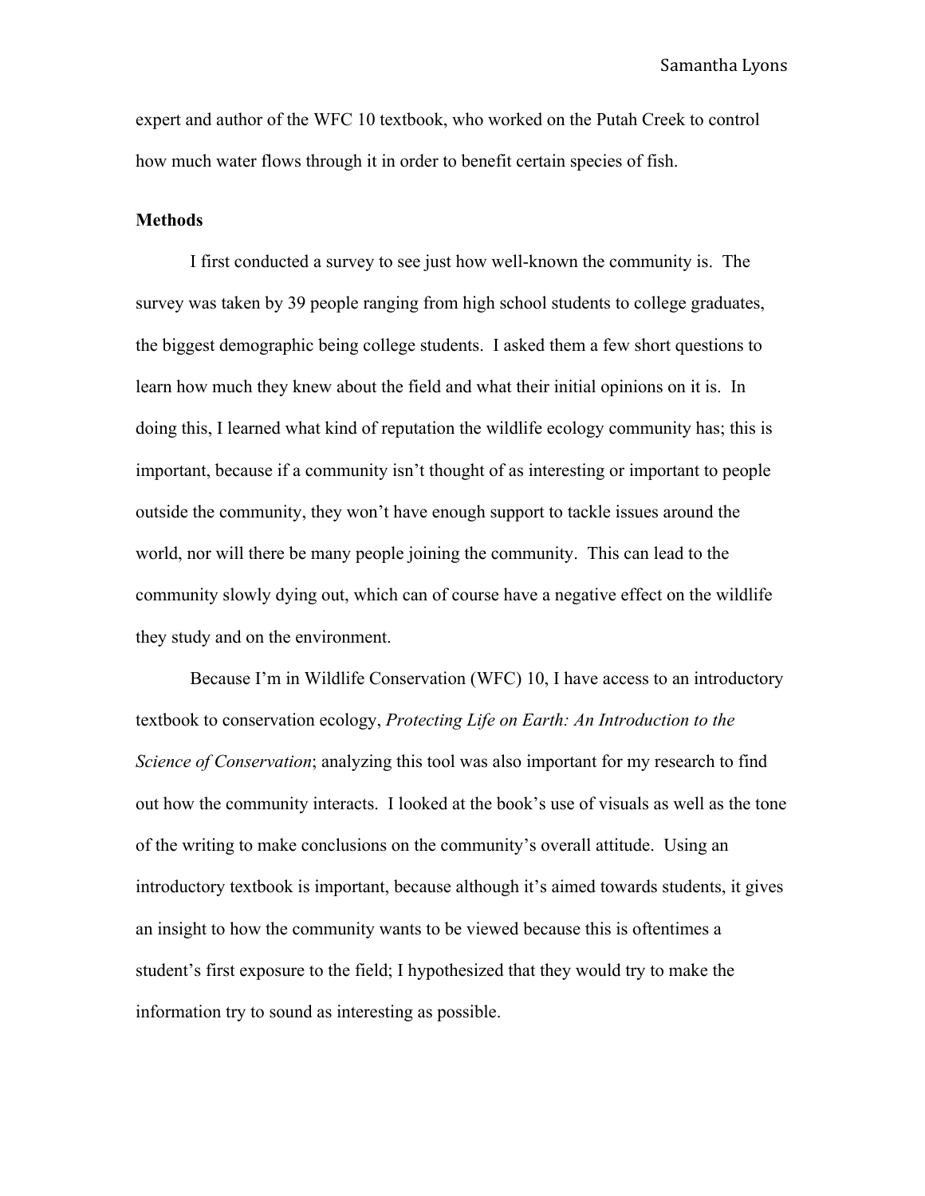expert and author of the WFC 10 textbook, who worked on the Putah Creek to control how much water flows through it in order to benefit certain species of fish.

**Methods**

I first conducted a survey to see just how well-known the community is. The survey was taken by 39 people ranging from high school students to college graduates, the biggest demographic being college students. I asked them a few short questions to learn how much they knew about the field and what their initial opinions on it is. In doing this, I learned what kind of reputation the wildlife ecology community has; this is important, because if a community isn't thought of as interesting or important to people outside the community, they won't have enough support to tackle issues around the world, nor will there be many people joining the community. This can lead to the community slowly dying out, which can of course have a negative effect on the wildlife they study and on the environment.

Because I'm in Wildlife Conservation (WFC) 10, I have access to an introductory textbook to conservation ecology, *Protecting Life on Earth: An Introduction to the Science of Conservation*; analyzing this tool was also important for my research to find out how the community interacts. I looked at the book's use of visuals as well as the tone of the writing to make conclusions on the community's overall attitude. Using an introductory textbook is important, because although it's aimed towards students, it gives an insight to how the community wants to be viewed because this is oftentimes a student's first exposure to the field; I hypothesized that they would try to make the information try to sound as interesting as possible.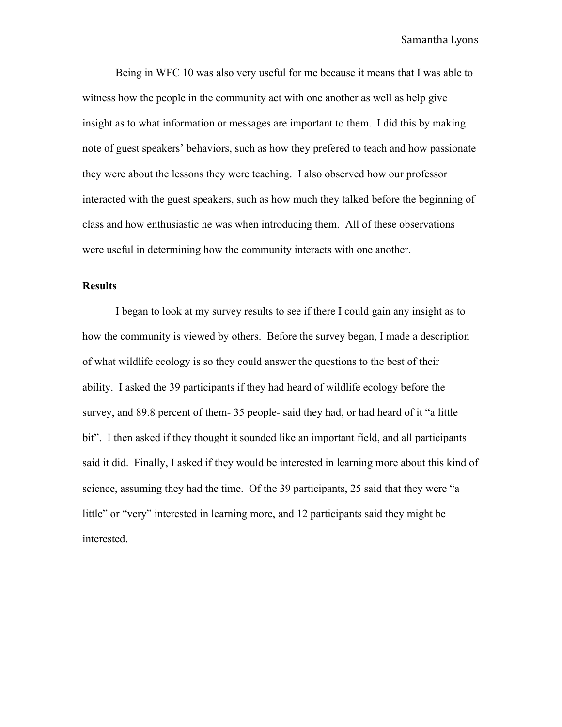Being in WFC 10 was also very useful for me because it means that I was able to witness how the people in the community act with one another as well as help give insight as to what information or messages are important to them. I did this by making note of guest speakers' behaviors, such as how they prefered to teach and how passionate they were about the lessons they were teaching. I also observed how our professor interacted with the guest speakers, such as how much they talked before the beginning of class and how enthusiastic he was when introducing them. All of these observations were useful in determining how the community interacts with one another.

**Results**

I began to look at my survey results to see if there I could gain any insight as to how the community is viewed by others. Before the survey began, I made a description of what wildlife ecology is so they could answer the questions to the best of their ability. I asked the 39 participants if they had heard of wildlife ecology before the survey, and 89.8 percent of them- 35 people- said they had, or had heard of it "a little bit". I then asked if they thought it sounded like an important field, and all participants said it did. Finally, I asked if they would be interested in learning more about this kind of science, assuming they had the time. Of the 39 participants, 25 said that they were "a little" or "very" interested in learning more, and 12 participants said they might be interested.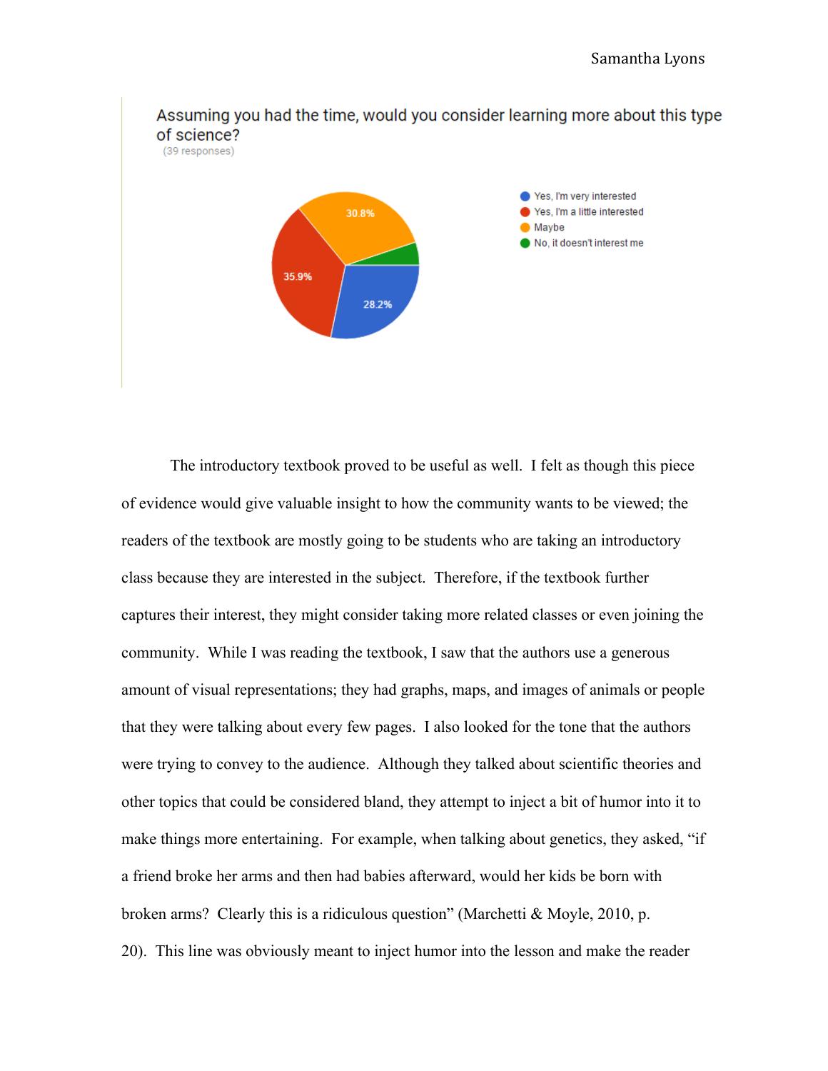Assuming you had the time, would you consider learning more about this type of science?

(39 responses)

- Yes, I'm very interested — 28.2%
- Yes, I'm a little interested — 35.9%
- Maybe — 30.8%
- No, it doesn't interest me

The introductory textbook proved to be useful as well. I felt as though this piece of evidence would give valuable insight to how the community wants to be viewed; the readers of the textbook are mostly going to be students who are taking an introductory class because they are interested in the subject. Therefore, if the textbook further captures their interest, they might consider taking more related classes or even joining the community. While I was reading the textbook, I saw that the authors use a generous amount of visual representations; they had graphs, maps, and images of animals or people that they were talking about every few pages. I also looked for the tone that the authors were trying to convey to the audience. Although they talked about scientific theories and other topics that could be considered bland, they attempt to inject a bit of humor into it to make things more entertaining. For example, when talking about genetics, they asked, "if a friend broke her arms and then had babies afterward, would her kids be born with broken arms? Clearly this is a ridiculous question" (Marchetti & Moyle, 2010, p. 20). This line was obviously meant to inject humor into the lesson and make the reader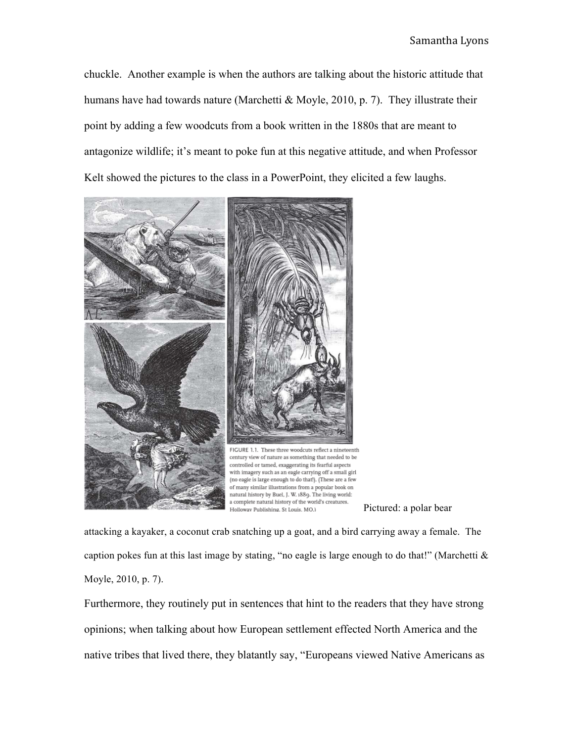chuckle. Another example is when the authors are talking about the historic attitude that humans have had towards nature (Marchetti & Moyle, 2010, p. 7). They illustrate their point by adding a few woodcuts from a book written in the 1880s that are meant to antagonize wildlife; it's meant to poke fun at this negative attitude, and when Professor Kelt showed the pictures to the class in a PowerPoint, they elicited a few laughs.

FIGURE 1.1. These three woodcuts reflect a nineteenth century view of nature as something that needed to be controlled or tamed, exaggerating its fearful aspects with imagery such as an eagle carrying off a small girl (no eagle is large enough to do that!). (These are a few of many similar illustrations from a popular book on natural history by Buel, J. W. 1889. The living world: a complete natural history of the world's creatures. Holloway Publishing, St Louis, MO.)

Pictured: a polar bear attacking a kayaker, a coconut crab snatching up a goat, and a bird carrying away a female. The caption pokes fun at this last image by stating, "no eagle is large enough to do that!" (Marchetti & Moyle, 2010, p. 7).

Furthermore, they routinely put in sentences that hint to the readers that they have strong opinions; when talking about how European settlement effected North America and the native tribes that lived there, they blatantly say, "Europeans viewed Native Americans as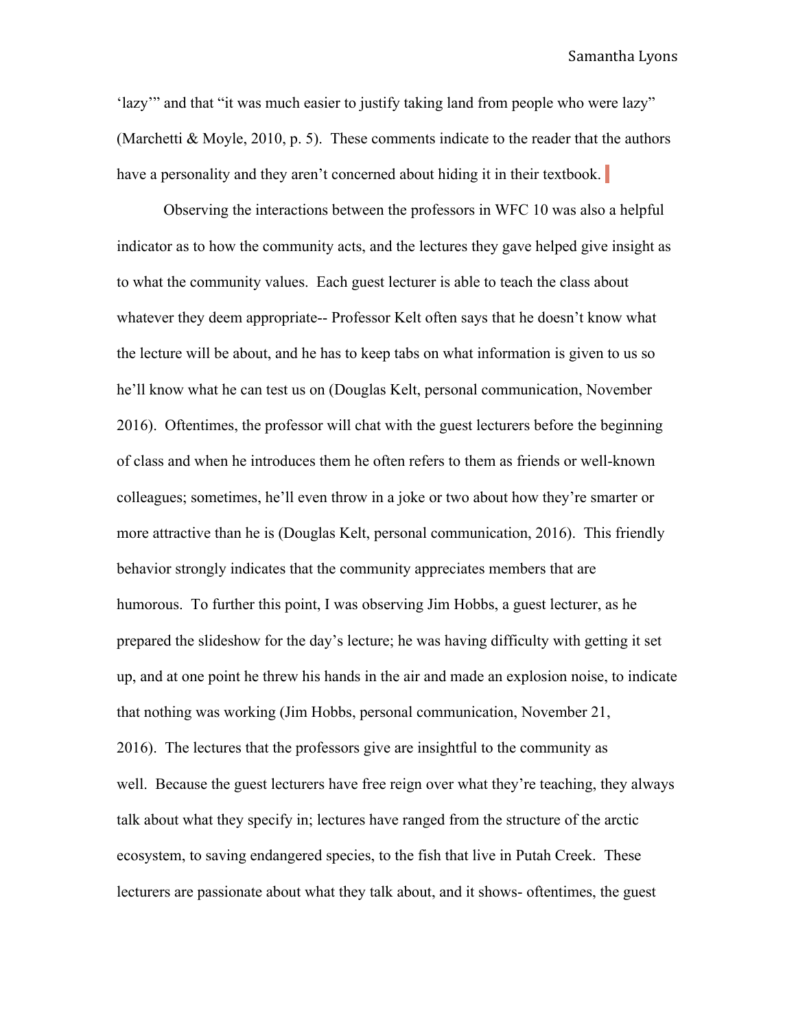'lazy'" and that "it was much easier to justify taking land from people who were lazy" (Marchetti & Moyle, 2010, p. 5). These comments indicate to the reader that the authors have a personality and they aren't concerned about hiding it in their textbook.

Observing the interactions between the professors in WFC 10 was also a helpful indicator as to how the community acts, and the lectures they gave helped give insight as to what the community values. Each guest lecturer is able to teach the class about whatever they deem appropriate-- Professor Kelt often says that he doesn't know what the lecture will be about, and he has to keep tabs on what information is given to us so he'll know what he can test us on (Douglas Kelt, personal communication, November 2016). Oftentimes, the professor will chat with the guest lecturers before the beginning of class and when he introduces them he often refers to them as friends or well-known colleagues; sometimes, he'll even throw in a joke or two about how they're smarter or more attractive than he is (Douglas Kelt, personal communication, 2016). This friendly behavior strongly indicates that the community appreciates members that are humorous. To further this point, I was observing Jim Hobbs, a guest lecturer, as he prepared the slideshow for the day's lecture; he was having difficulty with getting it set up, and at one point he threw his hands in the air and made an explosion noise, to indicate that nothing was working (Jim Hobbs, personal communication, November 21, 2016). The lectures that the professors give are insightful to the community as well. Because the guest lecturers have free reign over what they're teaching, they always talk about what they specify in; lectures have ranged from the structure of the arctic ecosystem, to saving endangered species, to the fish that live in Putah Creek. These lecturers are passionate about what they talk about, and it shows- oftentimes, the guest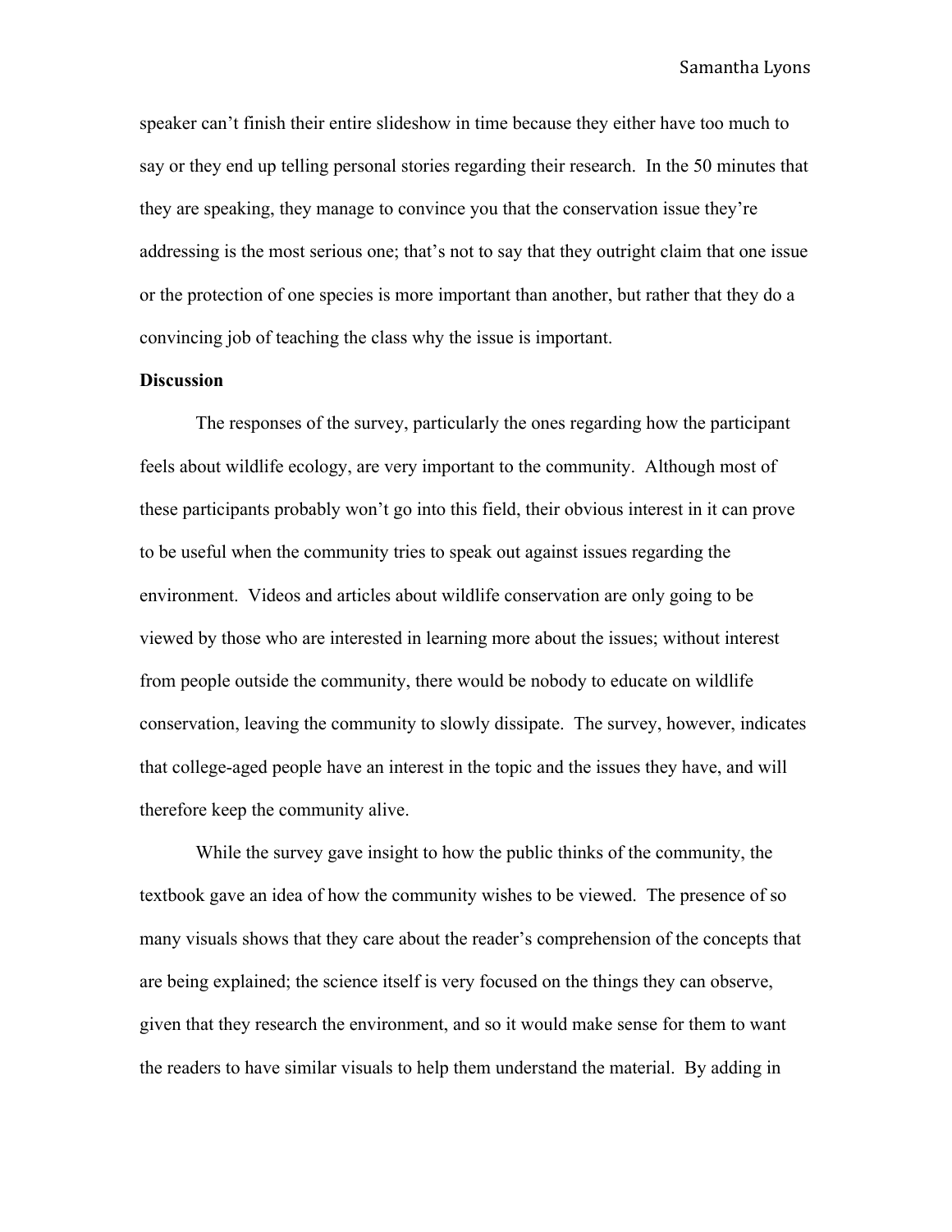speaker can't finish their entire slideshow in time because they either have too much to say or they end up telling personal stories regarding their research. In the 50 minutes that they are speaking, they manage to convince you that the conservation issue they're addressing is the most serious one; that's not to say that they outright claim that one issue or the protection of one species is more important than another, but rather that they do a convincing job of teaching the class why the issue is important.

**Discussion**

The responses of the survey, particularly the ones regarding how the participant feels about wildlife ecology, are very important to the community. Although most of these participants probably won't go into this field, their obvious interest in it can prove to be useful when the community tries to speak out against issues regarding the environment. Videos and articles about wildlife conservation are only going to be viewed by those who are interested in learning more about the issues; without interest from people outside the community, there would be nobody to educate on wildlife conservation, leaving the community to slowly dissipate. The survey, however, indicates that college-aged people have an interest in the topic and the issues they have, and will therefore keep the community alive.

While the survey gave insight to how the public thinks of the community, the textbook gave an idea of how the community wishes to be viewed. The presence of so many visuals shows that they care about the reader's comprehension of the concepts that are being explained; the science itself is very focused on the things they can observe, given that they research the environment, and so it would make sense for them to want the readers to have similar visuals to help them understand the material. By adding in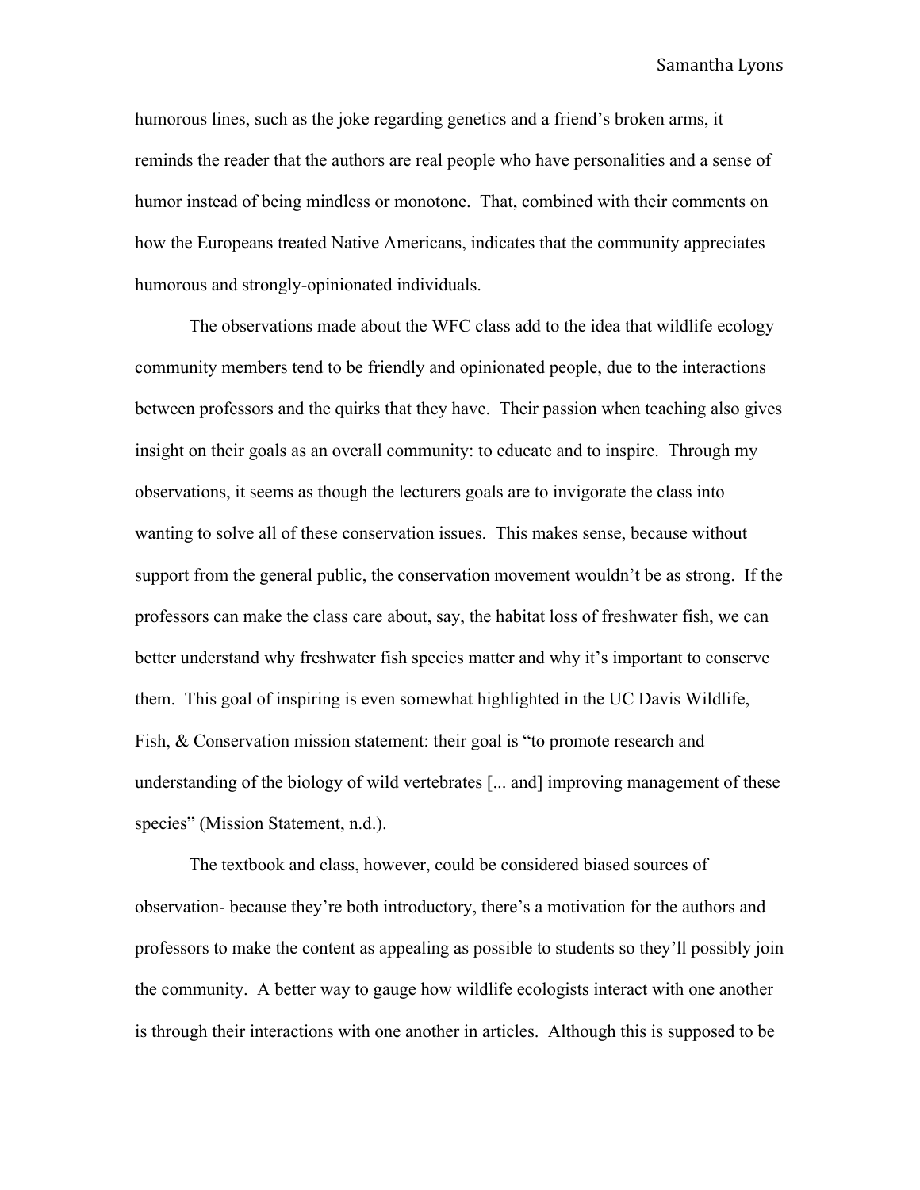humorous lines, such as the joke regarding genetics and a friend's broken arms, it reminds the reader that the authors are real people who have personalities and a sense of humor instead of being mindless or monotone. That, combined with their comments on how the Europeans treated Native Americans, indicates that the community appreciates humorous and strongly-opinionated individuals.

The observations made about the WFC class add to the idea that wildlife ecology community members tend to be friendly and opinionated people, due to the interactions between professors and the quirks that they have. Their passion when teaching also gives insight on their goals as an overall community: to educate and to inspire. Through my observations, it seems as though the lecturers goals are to invigorate the class into wanting to solve all of these conservation issues. This makes sense, because without support from the general public, the conservation movement wouldn't be as strong. If the professors can make the class care about, say, the habitat loss of freshwater fish, we can better understand why freshwater fish species matter and why it's important to conserve them. This goal of inspiring is even somewhat highlighted in the UC Davis Wildlife, Fish, & Conservation mission statement: their goal is "to promote research and understanding of the biology of wild vertebrates [... and] improving management of these species" (Mission Statement, n.d.).

The textbook and class, however, could be considered biased sources of observation- because they're both introductory, there's a motivation for the authors and professors to make the content as appealing as possible to students so they'll possibly join the community. A better way to gauge how wildlife ecologists interact with one another is through their interactions with one another in articles. Although this is supposed to be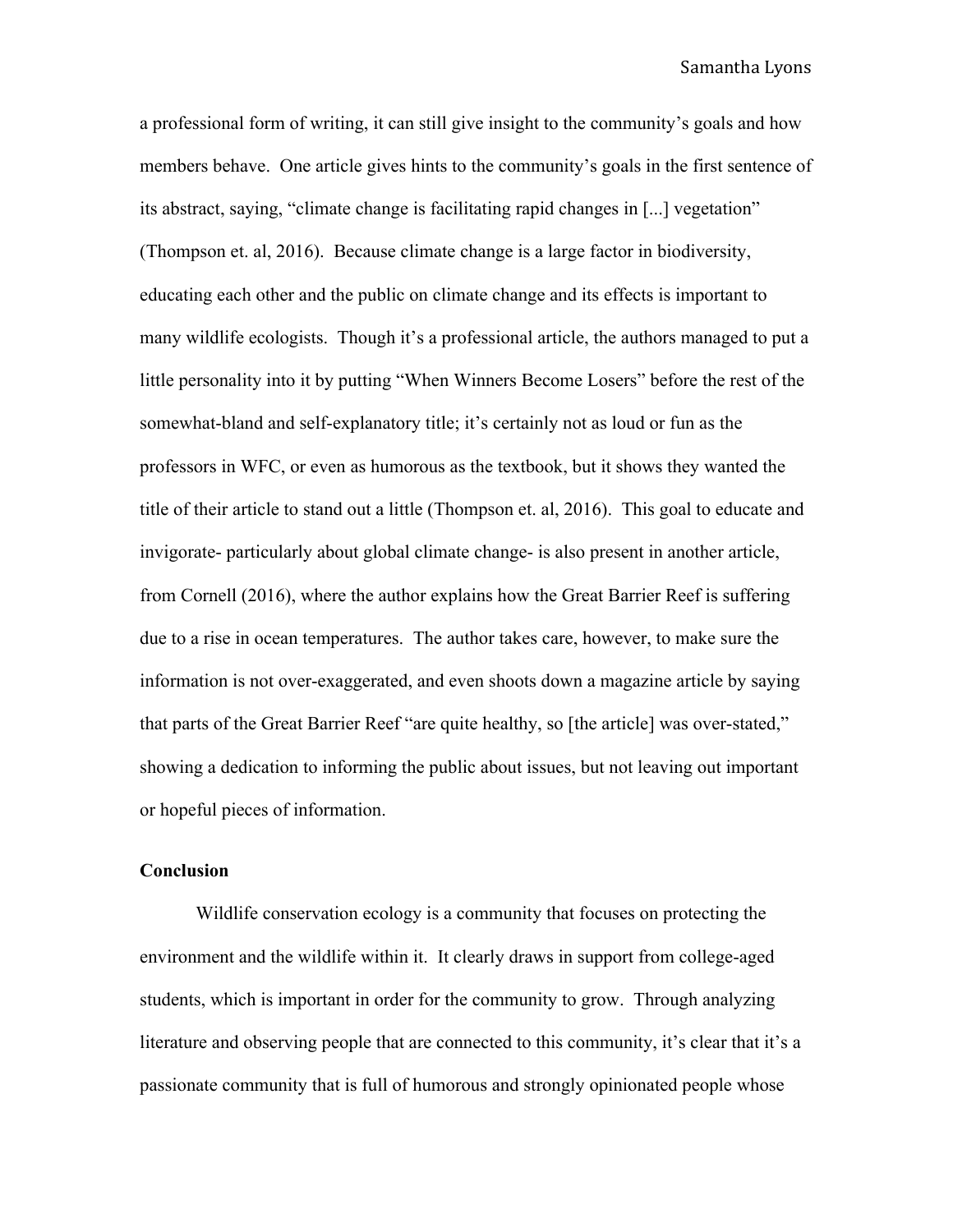a professional form of writing, it can still give insight to the community's goals and how members behave. One article gives hints to the community's goals in the first sentence of its abstract, saying, "climate change is facilitating rapid changes in [...] vegetation" (Thompson et. al, 2016). Because climate change is a large factor in biodiversity, educating each other and the public on climate change and its effects is important to many wildlife ecologists. Though it's a professional article, the authors managed to put a little personality into it by putting "When Winners Become Losers" before the rest of the somewhat-bland and self-explanatory title; it's certainly not as loud or fun as the professors in WFC, or even as humorous as the textbook, but it shows they wanted the title of their article to stand out a little (Thompson et. al, 2016). This goal to educate and invigorate- particularly about global climate change- is also present in another article, from Cornell (2016), where the author explains how the Great Barrier Reef is suffering due to a rise in ocean temperatures. The author takes care, however, to make sure the information is not over-exaggerated, and even shoots down a magazine article by saying that parts of the Great Barrier Reef "are quite healthy, so [the article] was over-stated," showing a dedication to informing the public about issues, but not leaving out important or hopeful pieces of information.

**Conclusion**

Wildlife conservation ecology is a community that focuses on protecting the environment and the wildlife within it. It clearly draws in support from college-aged students, which is important in order for the community to grow. Through analyzing literature and observing people that are connected to this community, it's clear that it's a passionate community that is full of humorous and strongly opinionated people whose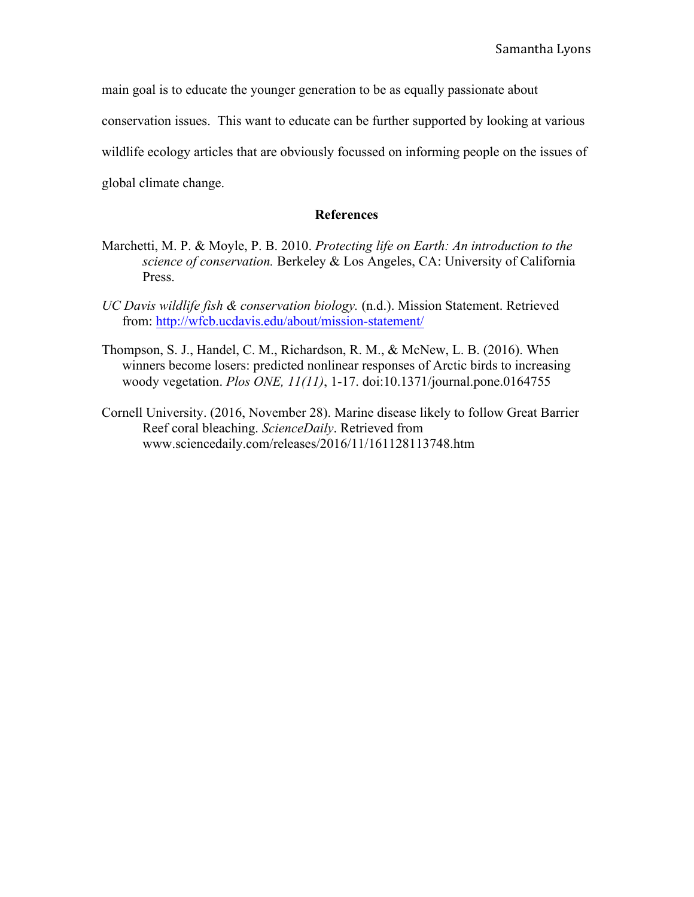main goal is to educate the younger generation to be as equally passionate about conservation issues. This want to educate can be further supported by looking at various wildlife ecology articles that are obviously focussed on informing people on the issues of global climate change.

## References

Marchetti, M. P. & Moyle, P. B. 2010. *Protecting life on Earth: An introduction to the science of conservation.* Berkeley & Los Angeles, CA: University of California Press.

*UC Davis wildlife fish & conservation biology.* (n.d.). Mission Statement. Retrieved from: http://wfcb.ucdavis.edu/about/mission-statement/

Thompson, S. J., Handel, C. M., Richardson, R. M., & McNew, L. B. (2016). When winners become losers: predicted nonlinear responses of Arctic birds to increasing woody vegetation. *Plos ONE, 11(11)*, 1-17. doi:10.1371/journal.pone.0164755

Cornell University. (2016, November 28). Marine disease likely to follow Great Barrier Reef coral bleaching. *ScienceDaily*. Retrieved from www.sciencedaily.com/releases/2016/11/161128113748.htm